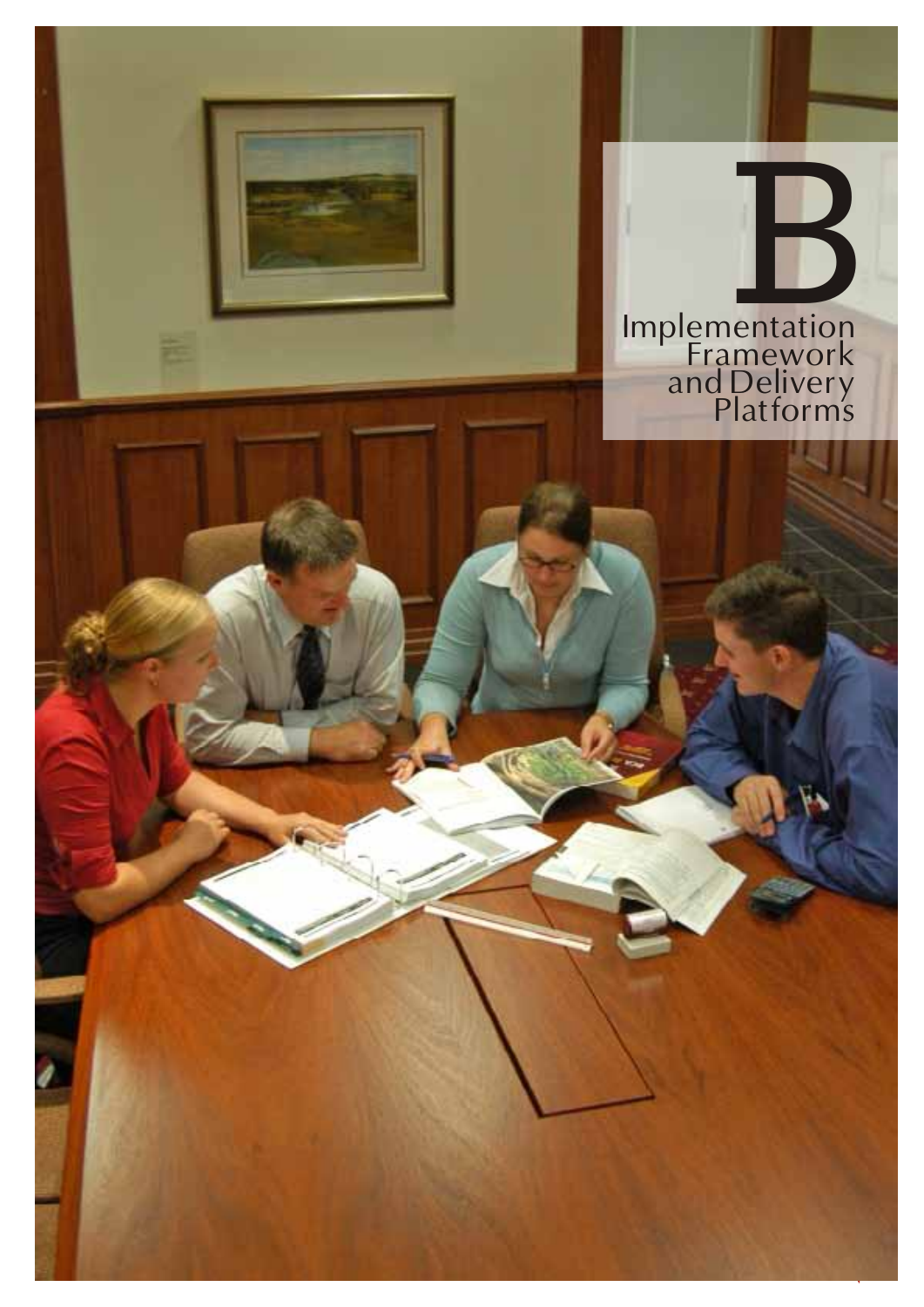# B

# Implementation Framework and Delivery Platforms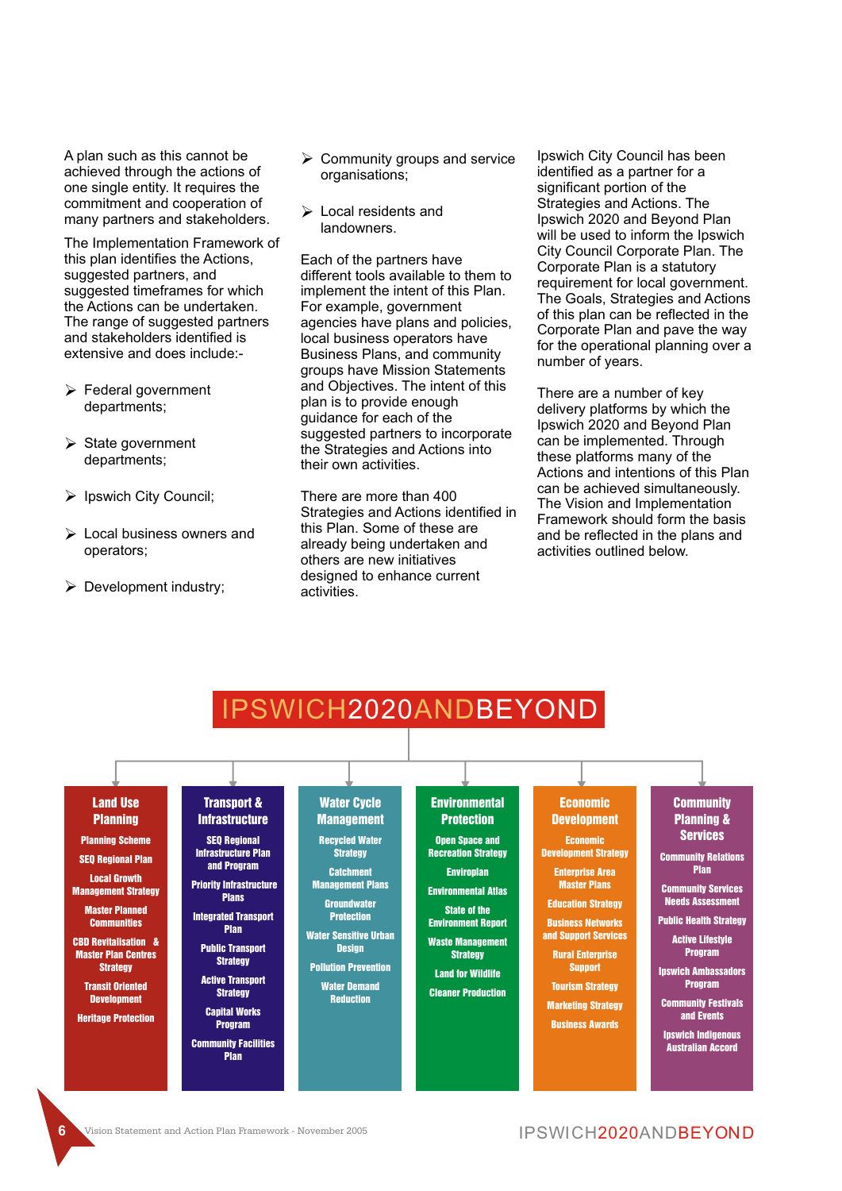A plan such as this cannot be achieved through the actions of one single entity. It requires the commitment and cooperation of many partners and stakeholders.

The Implementation Framework of this plan identifies the Actions, suggested partners, and suggested timeframes for which the Actions can be undertaken. The range of suggested partners and stakeholders identified is extensive and does include:-

- Federal government departments;
- State government departments;
- Ipswich City Council;
- Local business owners and operators;
- Development industry;
- Community groups and service organisations;
- Local residents and landowners.

Each of the partners have different tools available to them to implement the intent of this Plan. For example, government agencies have plans and policies, local business operators have Business Plans, and community groups have Mission Statements and Objectives. The intent of this plan is to provide enough guidance for each of the suggested partners to incorporate the Strategies and Actions into their own activities.

There are more than 400 Strategies and Actions identified in this Plan. Some of these are already being undertaken and others are new initiatives designed to enhance current activities.

Ipswich City Council has been identified as a partner for a significant portion of the Strategies and Actions. The Ipswich 2020 and Beyond Plan will be used to inform the Ipswich City Council Corporate Plan. The Corporate Plan is a statutory requirement for local government. The Goals, Strategies and Actions of this plan can be reflected in the Corporate Plan and pave the way for the operational planning over a number of years.

There are a number of key delivery platforms by which the Ipswich 2020 and Beyond Plan can be implemented. Through these platforms many of the Actions and intentions of this Plan can be achieved simultaneously. The Vision and Implementation Framework should form the basis and be reflected in the plans and activities outlined below.

## IPSWICH2020ANDBEYOND

| Land Use Planning | Transport & Infrastructure | Water Cycle Management | Environmental Protection | Economic Development | Community Planning & Services |
|---|---|---|---|---|---|
| Planning Scheme | SEQ Regional Infrastructure Plan and Program | Recycled Water Strategy | Open Space and Recreation Strategy | Economic Development Strategy | Community Relations Plan |
| SEQ Regional Plan | Priority Infrastructure Plans | Catchment Management Plans | Enviroplan | Enterprise Area Master Plans | Community Services Needs Assessment |
| Local Growth Management Strategy | Integrated Transport Plan | Groundwater Protection | Environmental Atlas | Education Strategy | Public Health Strategy |
| Master Planned Communities | Public Transport Strategy | Water Sensitive Urban Design | State of the Environment Report | Business Networks and Support Services | Active Lifestyle Program |
| CBD Revitalisation & Master Plan Centres Strategy | Active Transport Strategy | Pollution Prevention | Waste Management Strategy | Rural Enterprise Support | Ipswich Ambassadors Program |
| Transit Oriented Development | Capital Works Program | Water Demand Reduction | Land for Wildlife | Tourism Strategy | Community Festivals and Events |
| Heritage Protection | Community Facilities Plan | | Cleaner Production | Marketing Strategy | Ipswich Indigenous Australian Accord |
| | | | | Business Awards | |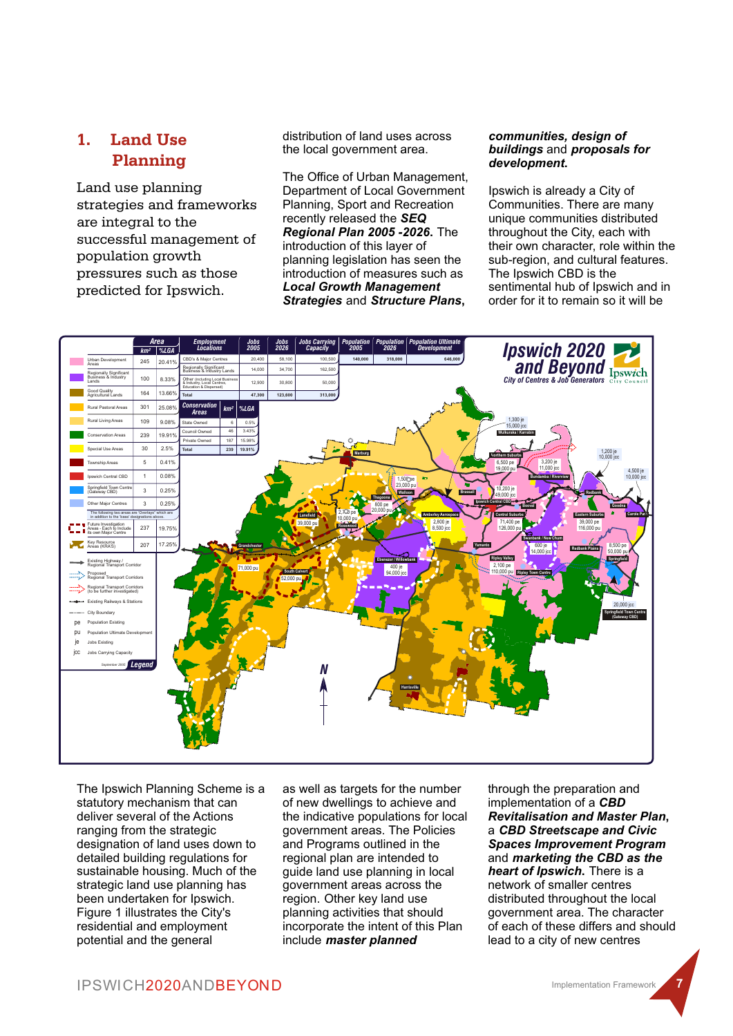## 1. Land Use Planning

Land use planning strategies and frameworks are integral to the successful management of population growth pressures such as those predicted for Ipswich.

The Ipswich Planning Scheme is a statutory mechanism that can deliver several of the Actions ranging from the strategic designation of land uses down to detailed building regulations for sustainable housing. Much of the strategic land use planning has been undertaken for Ipswich. Figure 1 illustrates the City's residential and employment potential and the general distribution of land uses across the local government area.

The Office of Urban Management, Department of Local Government Planning, Sport and Recreation recently released the ***SEQ Regional Plan 2005 -2026***. The introduction of this layer of planning legislation has seen the introduction of measures such as ***Local Growth Management Strategies*** and ***Structure Plans***, as well as targets for the number of new dwellings to achieve and the indicative populations for local government areas. The Policies and Programs outlined in the regional plan are intended to guide land use planning in local government areas across the region. Other key land use planning activities that should incorporate the intent of this Plan include ***master planned communities, design of buildings*** and ***proposals for development***.

Ipswich is already a City of Communities. There are many unique communities distributed throughout the City, each with their own character, role within the sub-region, and cultural features. The Ipswich CBD is the sentimental hub of Ipswich and in order for it to remain so it will be through the preparation and implementation of a ***CBD Revitalisation and Master Plan***, a ***CBD Streetscape and Civic Spaces Improvement Program*** and ***marketing the CBD as the heart of Ipswich***. There is a network of smaller centres distributed throughout the local government area. The character of each of these differs and should lead to a city of new centres

**Ipswich 2020 and Beyond** – City of Centres & Job Generators

| Legend | Area km² | %LGA |
|---|---|---|
| Urban Development Areas | 245 | 20.41% |
| Regionally Significant Business & Industry Lands | 100 | 8.33% |
| Good Quality Agricultural Lands | 164 | 13.66% |
| Rural Pastoral Areas | 301 | 25.08% |
| Rural Living Areas | 109 | 9.08% |
| Conservation Areas | 239 | 19.91% |
| Special Use Areas | 30 | 2.5% |
| Township Areas | 5 | 0.41% |
| Ipswich Central CBD | 1 | 0.08% |
| Springfield Town Centre (Gateway CBD) | 3 | 0.25% |
| Other Major Centres | 3 | 0.25% |
| *The following two areas are 'Overlays' which are in addition to the 'base' designations above.* | | |
| Future Investigation Areas - Each to include its own Major Centre | 237 | 19.75% |
| Key Resource Areas (KRA'S) | 207 | 17.25% |

| Employment Locations | Jobs 2005 | Jobs 2026 | Jobs Carrying Capacity | Population 2005 | Population 2026 | Population Ultimate Development |
|---|---|---|---|---|---|---|
| CBD's & Major Centres | 20,400 | 58,100 | 100,500 | | | |
| Regionally Significant Business & Industry Lands | 14,000 | 34,700 | 162,500 | | | |
| Other (including Local Business & Industry, Local Centres, Education & Dispersed) | 12,900 | 30,800 | 50,000 | | | |
| Total | 47,300 | 123,600 | 313,000 | 140,000 | 318,000 | 646,000 |

| Conservation Areas | km² | %LGA |
|---|---|---|
| State Owned | 6 | 0.5% |
| Council Owned | 46 | 3.43% |
| Private Owned | 187 | 15.98% |
| Total | 239 | 19.91% |

Existing Highway / Regional Transport Corridor; Proposed Regional Transport Corridors; Regional Transport Corridors (to be further investigated); Existing Railways & Stations; City Boundary; pe Population Existing; pu Population Ultimate Development; je Jobs Existing; jcc Jobs Carrying Capacity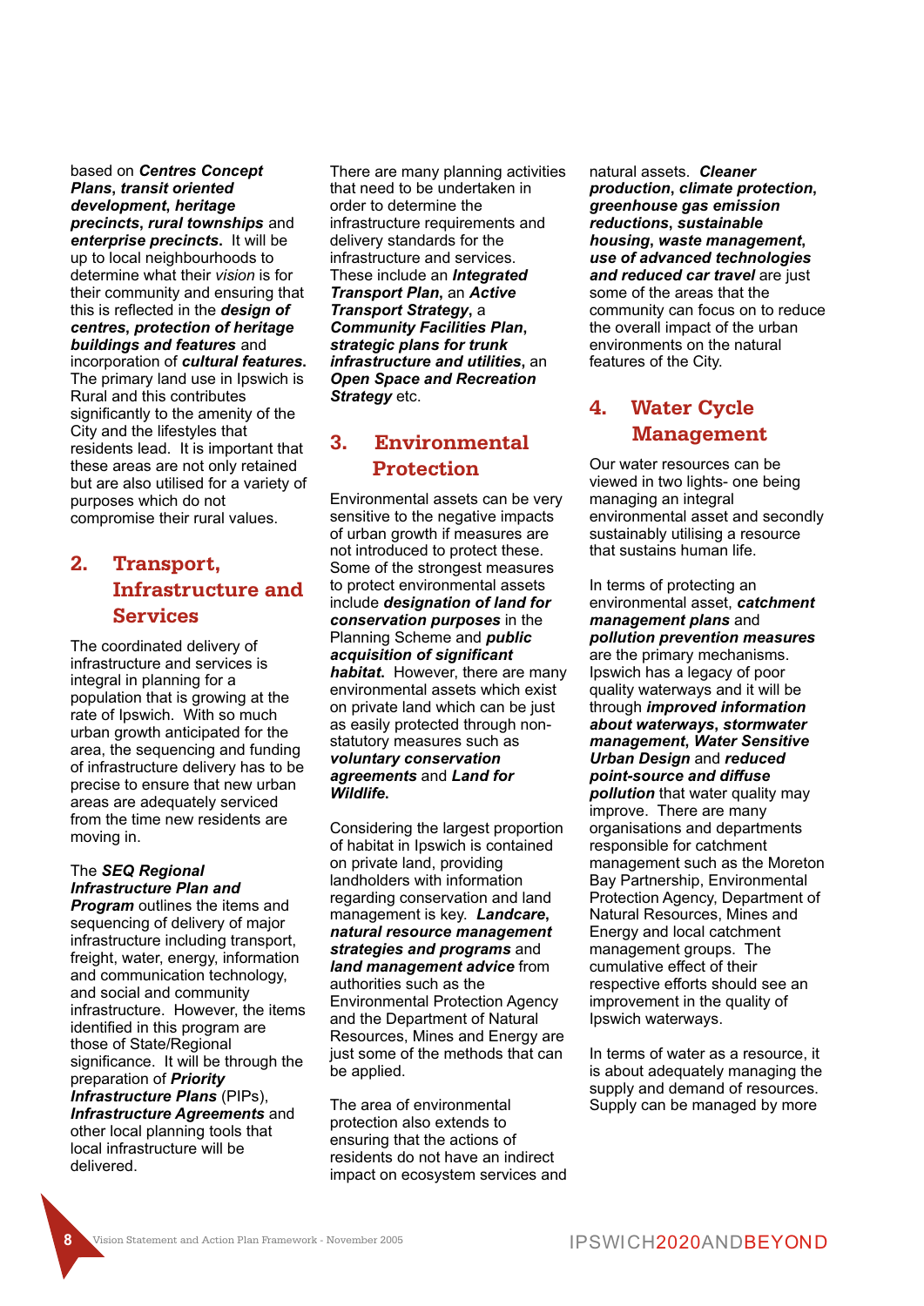based on ***Centres Concept Plans***, ***transit oriented development***, ***heritage precincts***, ***rural townships*** and ***enterprise precincts***. It will be up to local neighbourhoods to determine what their *vision* is for their community and ensuring that this is reflected in the ***design of centres***, ***protection of heritage buildings and features*** and incorporation of ***cultural features***. The primary land use in Ipswich is Rural and this contributes significantly to the amenity of the City and the lifestyles that residents lead. It is important that these areas are not only retained but are also utilised for a variety of purposes which do not compromise their rural values.

## 2. Transport, Infrastructure and Services

The coordinated delivery of infrastructure and services is integral in planning for a population that is growing at the rate of Ipswich. With so much urban growth anticipated for the area, the sequencing and funding of infrastructure delivery has to be precise to ensure that new urban areas are adequately serviced from the time new residents are moving in.

The ***SEQ Regional Infrastructure Plan and Program*** outlines the items and sequencing of delivery of major infrastructure including transport, freight, water, energy, information and communication technology, and social and community infrastructure. However, the items identified in this program are those of State/Regional significance. It will be through the preparation of ***Priority Infrastructure Plans*** (PIPs), ***Infrastructure Agreements*** and other local planning tools that local infrastructure will be delivered.

There are many planning activities that need to be undertaken in order to determine the infrastructure requirements and delivery standards for the infrastructure and services. These include an ***Integrated Transport Plan***, an ***Active Transport Strategy***, a ***Community Facilities Plan***, ***strategic plans for trunk infrastructure and utilities***, an ***Open Space and Recreation Strategy*** etc.

## 3. Environmental Protection

Environmental assets can be very sensitive to the negative impacts of urban growth if measures are not introduced to protect these. Some of the strongest measures to protect environmental assets include ***designation of land for conservation purposes*** in the Planning Scheme and ***public acquisition of significant habitat***. However, there are many environmental assets which exist on private land which can be just as easily protected through non-statutory measures such as ***voluntary conservation agreements*** and ***Land for Wildlife***.

Considering the largest proportion of habitat in Ipswich is contained on private land, providing landholders with information regarding conservation and land management is key. ***Landcare***, ***natural resource management strategies and programs*** and ***land management advice*** from authorities such as the Environmental Protection Agency and the Department of Natural Resources, Mines and Energy are just some of the methods that can be applied.

The area of environmental protection also extends to ensuring that the actions of residents do not have an indirect impact on ecosystem services and natural assets. ***Cleaner production***, ***climate protection***, ***greenhouse gas emission reductions***, ***sustainable housing***, ***waste management***, ***use of advanced technologies and reduced car travel*** are just some of the areas that the community can focus on to reduce the overall impact of the urban environments on the natural features of the City.

## 4. Water Cycle Management

Our water resources can be viewed in two lights- one being managing an integral environmental asset and secondly sustainably utilising a resource that sustains human life.

In terms of protecting an environmental asset, ***catchment management plans*** and ***pollution prevention measures*** are the primary mechanisms. Ipswich has a legacy of poor quality waterways and it will be through ***improved information about waterways***, ***stormwater management***, ***Water Sensitive Urban Design*** and ***reduced point-source and diffuse pollution*** that water quality may improve. There are many organisations and departments responsible for catchment management such as the Moreton Bay Partnership, Environmental Protection Agency, Department of Natural Resources, Mines and Energy and local catchment management groups. The cumulative effect of their respective efforts should see an improvement in the quality of Ipswich waterways.

In terms of water as a resource, it is about adequately managing the supply and demand of resources. Supply can be managed by more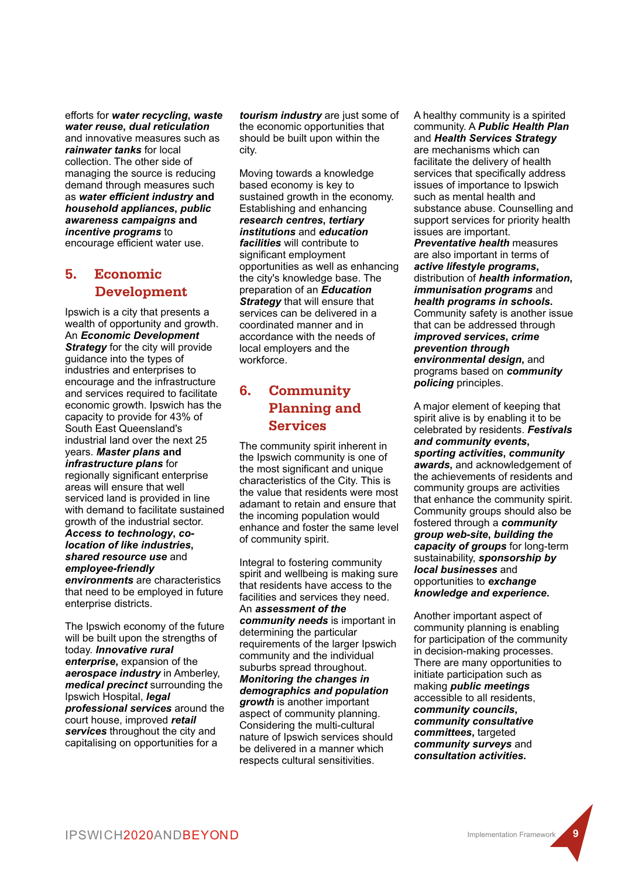efforts for ***water recycling***, ***waste water reuse***, ***dual reticulation*** and innovative measures such as ***rainwater tanks*** for local collection. The other side of managing the source is reducing demand through measures such as ***water efficient industry*** **and** ***household appliances***, ***public awareness campaigns*** **and** ***incentive programs*** to encourage efficient water use.

## 5. Economic Development

Ipswich is a city that presents a wealth of opportunity and growth. An ***Economic Development Strategy*** for the city will provide guidance into the types of industries and enterprises to encourage and the infrastructure and services required to facilitate economic growth. Ipswich has the capacity to provide for 43% of South East Queensland's industrial land over the next 25 years. ***Master plans*** **and** ***infrastructure plans*** for regionally significant enterprise areas will ensure that well serviced land is provided in line with demand to facilitate sustained growth of the industrial sector. ***Access to technology***, ***co-location of like industries***, ***shared resource use*** and ***employee-friendly environments*** are characteristics that need to be employed in future enterprise districts.

The Ipswich economy of the future will be built upon the strengths of today. ***Innovative rural enterprise***, expansion of the ***aerospace industry*** in Amberley, ***medical precinct*** surrounding the Ipswich Hospital, ***legal professional services*** around the court house, improved ***retail services*** throughout the city and capitalising on opportunities for a ***tourism industry*** are just some of the economic opportunities that should be built upon within the city.

Moving towards a knowledge based economy is key to sustained growth in the economy. Establishing and enhancing ***research centres***, ***tertiary institutions*** and ***education facilities*** will contribute to significant employment opportunities as well as enhancing the city's knowledge base. The preparation of an ***Education Strategy*** that will ensure that services can be delivered in a coordinated manner and in accordance with the needs of local employers and the workforce.

## 6. Community Planning and Services

The community spirit inherent in the Ipswich community is one of the most significant and unique characteristics of the City. This is the value that residents were most adamant to retain and ensure that the incoming population would enhance and foster the same level of community spirit.

Integral to fostering community spirit and wellbeing is making sure that residents have access to the facilities and services they need. An ***assessment of the community needs*** is important in determining the particular requirements of the larger Ipswich community and the individual suburbs spread throughout. ***Monitoring the changes in demographics and population growth*** is another important aspect of community planning. Considering the multi-cultural nature of Ipswich services should be delivered in a manner which respects cultural sensitivities.

A healthy community is a spirited community. A ***Public Health Plan*** and ***Health Services Strategy*** are mechanisms which can facilitate the delivery of health services that specifically address issues of importance to Ipswich such as mental health and substance abuse. Counselling and support services for priority health issues are important. ***Preventative health*** measures are also important in terms of ***active lifestyle programs***, distribution of ***health information***, ***immunisation programs*** and ***health programs in schools***. Community safety is another issue that can be addressed through ***improved services***, ***crime prevention through environmental design***, and programs based on ***community policing*** principles.

A major element of keeping that spirit alive is by enabling it to be celebrated by residents. ***Festivals and community events***, ***sporting activities***, ***community awards***, and acknowledgement of the achievements of residents and community groups are activities that enhance the community spirit. Community groups should also be fostered through a ***community group web-site***, ***building the capacity of groups*** for long-term sustainability, ***sponsorship by local businesses*** and opportunities to ***exchange knowledge and experience***.

Another important aspect of community planning is enabling for participation of the community in decision-making processes. There are many opportunities to initiate participation such as making ***public meetings*** accessible to all residents, ***community councils***, ***community consultative committees***, targeted ***community surveys*** and ***consultation activities***.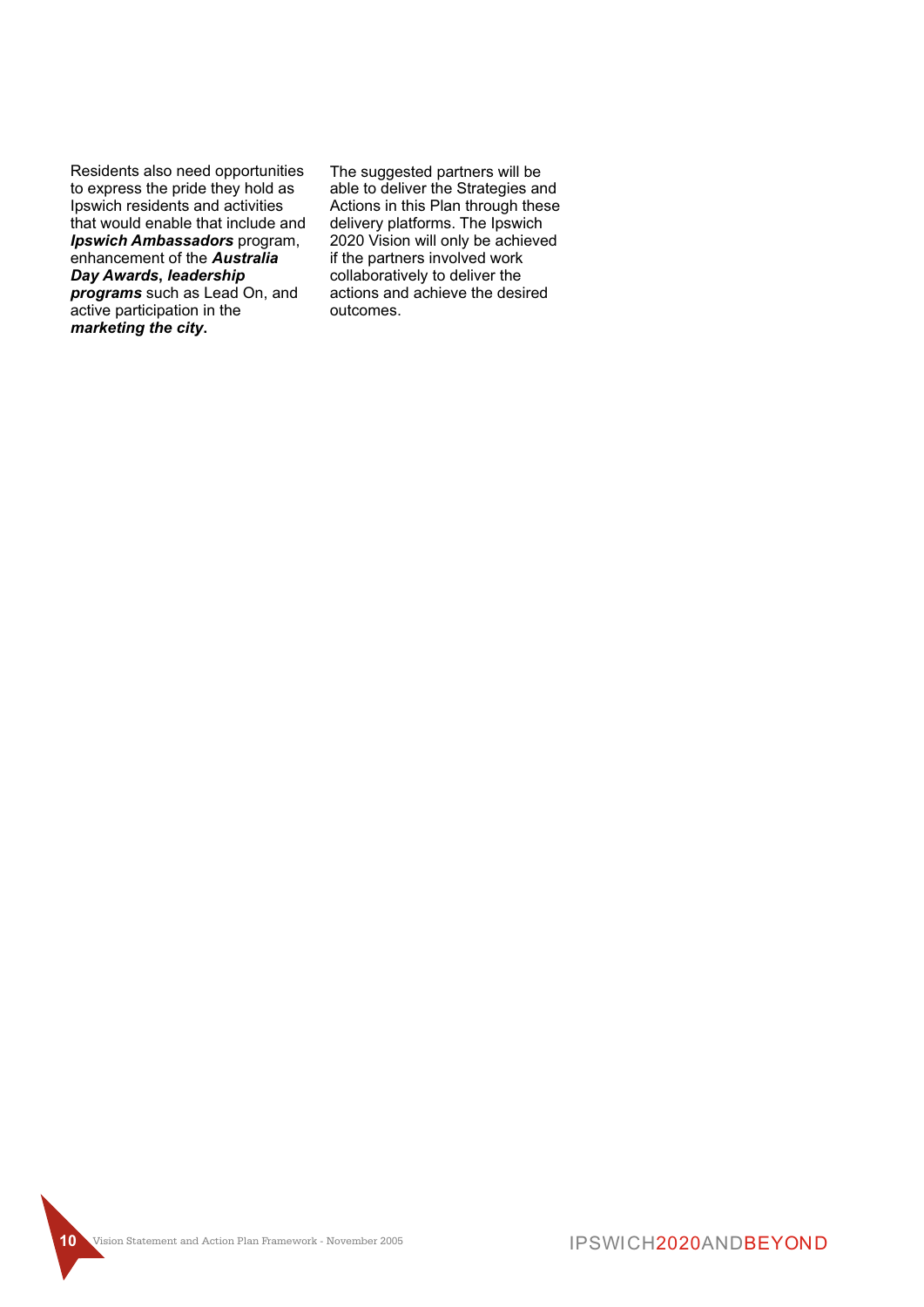Residents also need opportunities to express the pride they hold as Ipswich residents and activities that would enable that include and ***Ipswich Ambassadors*** program, enhancement of the ***Australia Day Awards, leadership programs*** such as Lead On, and active participation in the ***marketing the city*.**

The suggested partners will be able to deliver the Strategies and Actions in this Plan through these delivery platforms. The Ipswich 2020 Vision will only be achieved if the partners involved work collaboratively to deliver the actions and achieve the desired outcomes.